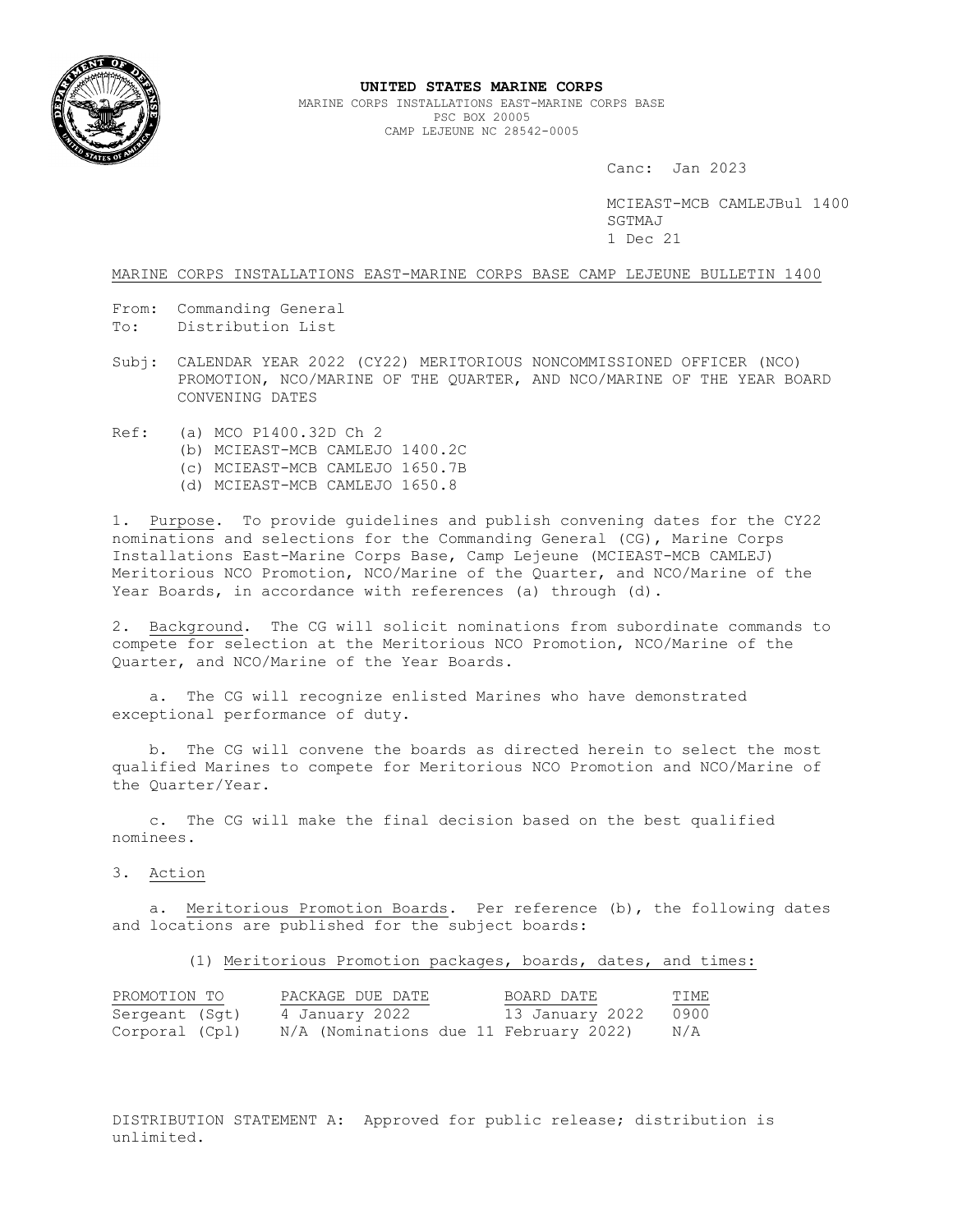**UNITED STATES MARINE CORPS**
MARINE CORPS INSTALLATIONS EAST-MARINE CORPS BASE
PSC BOX 20005
CAMP LEJEUNE NC 28542-0005

Canc: Jan 2023

MCIEAST-MCB CAMLEJBul 1400
SGTMAJ
1 Dec 21

MARINE CORPS INSTALLATIONS EAST-MARINE CORPS BASE CAMP LEJEUNE BULLETIN 1400

From: Commanding General
To: Distribution List

Subj: CALENDAR YEAR 2022 (CY22) MERITORIOUS NONCOMMISSIONED OFFICER (NCO) PROMOTION, NCO/MARINE OF THE QUARTER, AND NCO/MARINE OF THE YEAR BOARD CONVENING DATES

Ref: (a) MCO P1400.32D Ch 2
(b) MCIEAST-MCB CAMLEJO 1400.2C
(c) MCIEAST-MCB CAMLEJO 1650.7B
(d) MCIEAST-MCB CAMLEJO 1650.8

1. Purpose. To provide guidelines and publish convening dates for the CY22 nominations and selections for the Commanding General (CG), Marine Corps Installations East-Marine Corps Base, Camp Lejeune (MCIEAST-MCB CAMLEJ) Meritorious NCO Promotion, NCO/Marine of the Quarter, and NCO/Marine of the Year Boards, in accordance with references (a) through (d).

2. Background. The CG will solicit nominations from subordinate commands to compete for selection at the Meritorious NCO Promotion, NCO/Marine of the Quarter, and NCO/Marine of the Year Boards.

a. The CG will recognize enlisted Marines who have demonstrated exceptional performance of duty.

b. The CG will convene the boards as directed herein to select the most qualified Marines to compete for Meritorious NCO Promotion and NCO/Marine of the Quarter/Year.

c. The CG will make the final decision based on the best qualified nominees.

3. Action

a. Meritorious Promotion Boards. Per reference (b), the following dates and locations are published for the subject boards:

(1) Meritorious Promotion packages, boards, dates, and times:

| PROMOTION TO | PACKAGE DUE DATE | BOARD DATE | TIME |
|---|---|---|---|
| Sergeant (Sgt) | 4 January 2022 | 13 January 2022 | 0900 |
| Corporal (Cpl) | N/A (Nominations due 11 February 2022) | | N/A |

DISTRIBUTION STATEMENT A: Approved for public release; distribution is unlimited.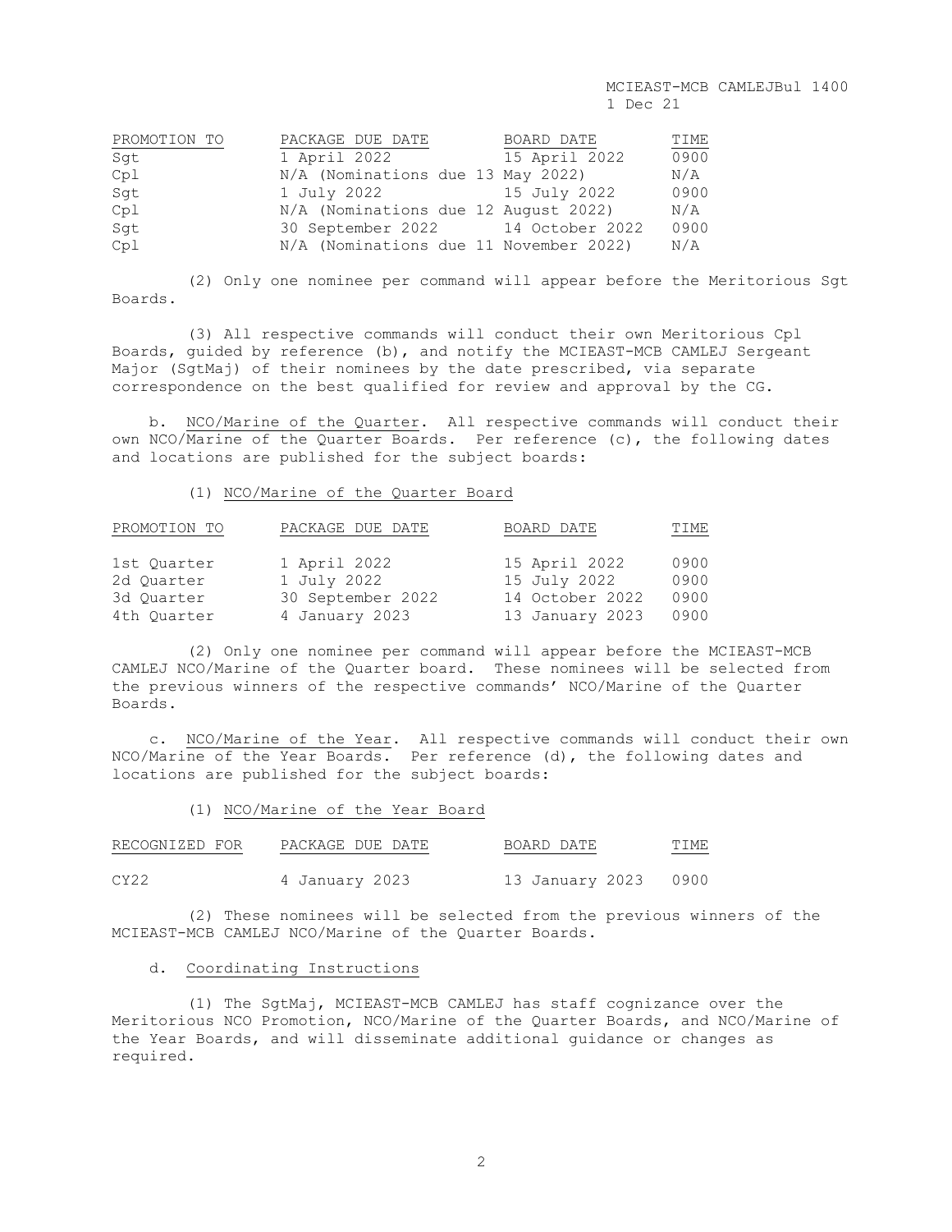| PROMOTION TO | PACKAGE DUE DATE | BOARD DATE | TIME |
|---|---|---|---|
| Sgt | 1 April 2022 | 15 April 2022 | 0900 |
| Cpl | N/A (Nominations due 13 May 2022) | | N/A |
| Sgt | 1 July 2022 | 15 July 2022 | 0900 |
| Cpl | N/A (Nominations due 12 August 2022) | | N/A |
| Sgt | 30 September 2022 | 14 October 2022 | 0900 |
| Cpl | N/A (Nominations due 11 November 2022) | | N/A |

(2) Only one nominee per command will appear before the Meritorious Sgt Boards.

(3) All respective commands will conduct their own Meritorious Cpl Boards, guided by reference (b), and notify the MCIEAST-MCB CAMLEJ Sergeant Major (SgtMaj) of their nominees by the date prescribed, via separate correspondence on the best qualified for review and approval by the CG.

b. NCO/Marine of the Quarter. All respective commands will conduct their own NCO/Marine of the Quarter Boards. Per reference (c), the following dates and locations are published for the subject boards:

(1) NCO/Marine of the Quarter Board

| PROMOTION TO | PACKAGE DUE DATE | BOARD DATE | TIME |
|---|---|---|---|
| 1st Quarter | 1 April 2022 | 15 April 2022 | 0900 |
| 2d Quarter | 1 July 2022 | 15 July 2022 | 0900 |
| 3d Quarter | 30 September 2022 | 14 October 2022 | 0900 |
| 4th Quarter | 4 January 2023 | 13 January 2023 | 0900 |

(2) Only one nominee per command will appear before the MCIEAST-MCB CAMLEJ NCO/Marine of the Quarter board. These nominees will be selected from the previous winners of the respective commands' NCO/Marine of the Quarter Boards.

c. NCO/Marine of the Year. All respective commands will conduct their own NCO/Marine of the Year Boards. Per reference (d), the following dates and locations are published for the subject boards:

(1) NCO/Marine of the Year Board

| RECOGNIZED FOR | PACKAGE DUE DATE | BOARD DATE | TIME |
|---|---|---|---|
| CY22 | 4 January 2023 | 13 January 2023 | 0900 |

(2) These nominees will be selected from the previous winners of the MCIEAST-MCB CAMLEJ NCO/Marine of the Quarter Boards.

d. Coordinating Instructions

(1) The SgtMaj, MCIEAST-MCB CAMLEJ has staff cognizance over the Meritorious NCO Promotion, NCO/Marine of the Quarter Boards, and NCO/Marine of the Year Boards, and will disseminate additional guidance or changes as required.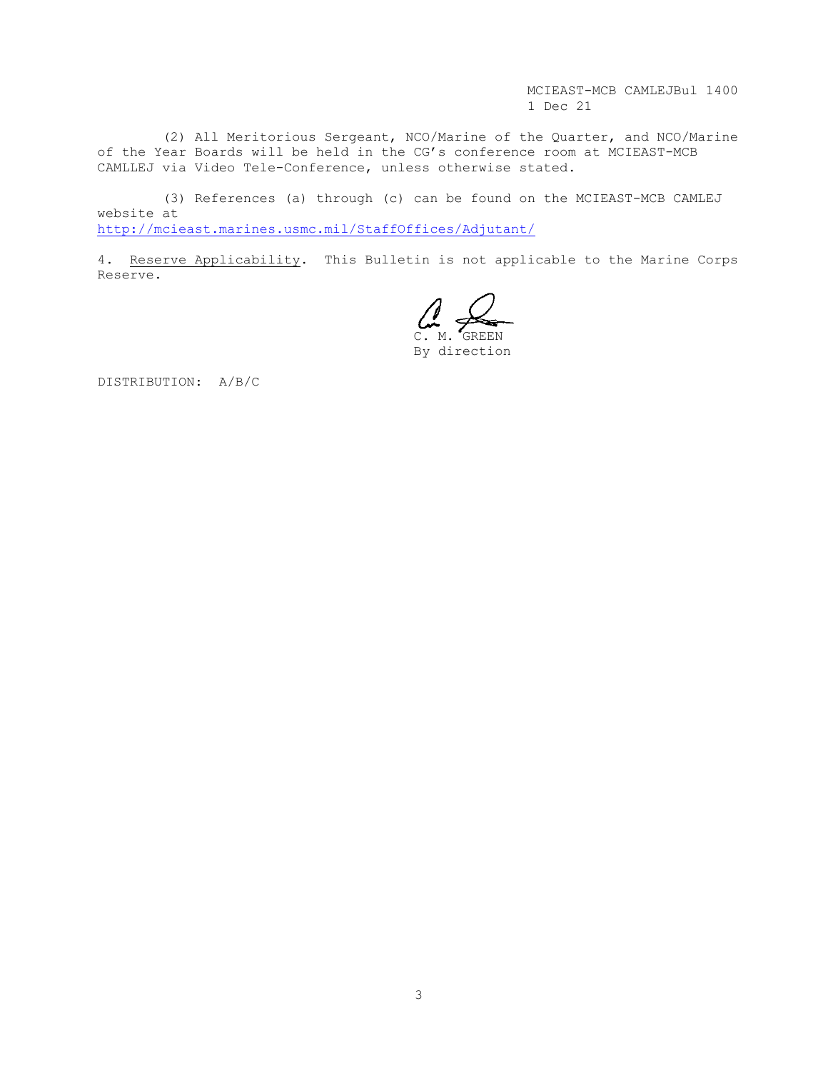(2) All Meritorious Sergeant, NCO/Marine of the Quarter, and NCO/Marine of the Year Boards will be held in the CG's conference room at MCIEAST-MCB CAMLLEJ via Video Tele-Conference, unless otherwise stated.

(3) References (a) through (c) can be found on the MCIEAST-MCB CAMLEJ website at http://mcieast.marines.usmc.mil/StaffOffices/Adjutant/

4. Reserve Applicability. This Bulletin is not applicable to the Marine Corps Reserve.

C. M. GREEN
By direction

DISTRIBUTION: A/B/C